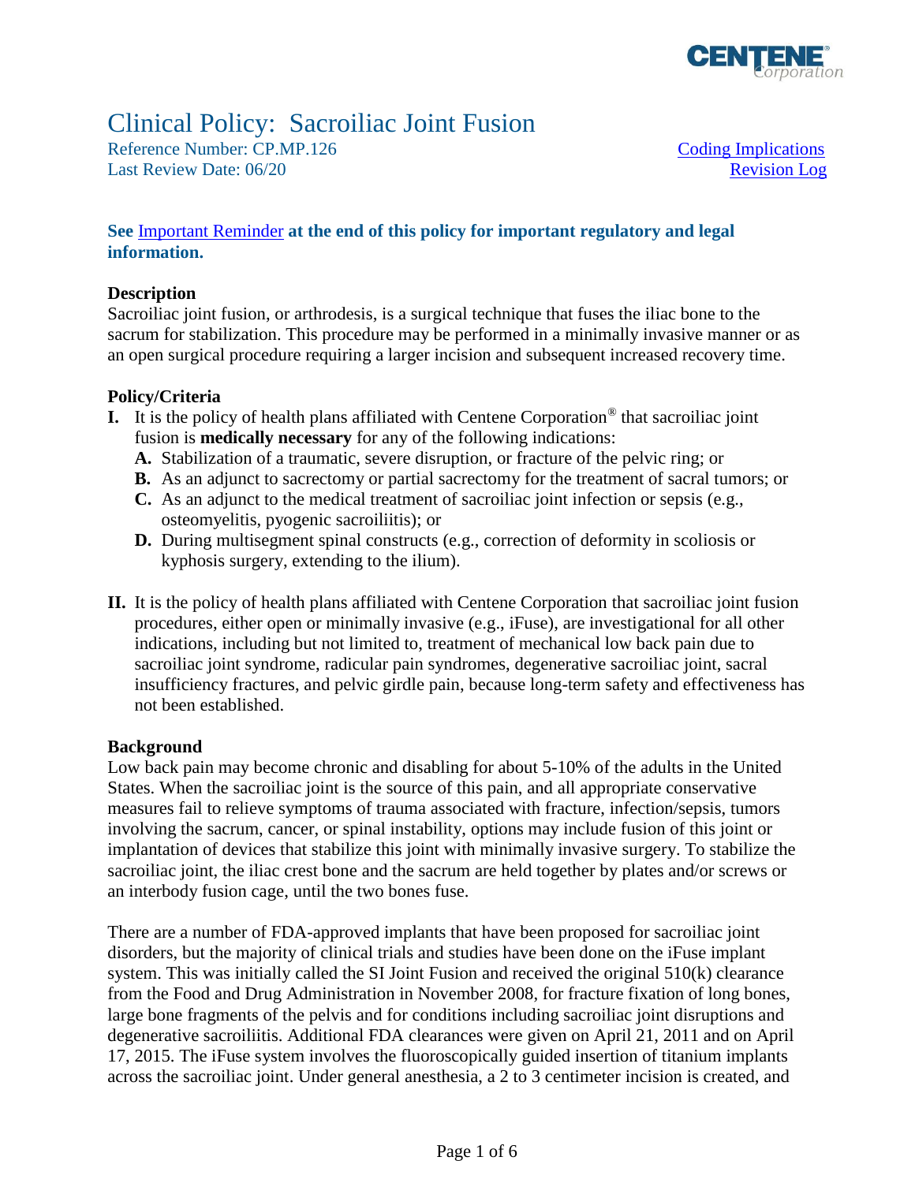# Clinical Policy: Sacroiliac Joint Fusion

Reference Number: CP.MP.126
Last Review Date: 06/20

Coding Implications
Revision Log

**See Important Reminder at the end of this policy for important regulatory and legal information.**

## Description

Sacroiliac joint fusion, or arthrodesis, is a surgical technique that fuses the iliac bone to the sacrum for stabilization. This procedure may be performed in a minimally invasive manner or as an open surgical procedure requiring a larger incision and subsequent increased recovery time.

## Policy/Criteria

**I.** It is the policy of health plans affiliated with Centene Corporation® that sacroiliac joint fusion is **medically necessary** for any of the following indications:

  **A.** Stabilization of a traumatic, severe disruption, or fracture of the pelvic ring; or

  **B.** As an adjunct to sacrectomy or partial sacrectomy for the treatment of sacral tumors; or

  **C.** As an adjunct to the medical treatment of sacroiliac joint infection or sepsis (e.g., osteomyelitis, pyogenic sacroiliitis); or

  **D.** During multisegment spinal constructs (e.g., correction of deformity in scoliosis or kyphosis surgery, extending to the ilium).

**II.** It is the policy of health plans affiliated with Centene Corporation that sacroiliac joint fusion procedures, either open or minimally invasive (e.g., iFuse), are investigational for all other indications, including but not limited to, treatment of mechanical low back pain due to sacroiliac joint syndrome, radicular pain syndromes, degenerative sacroiliac joint, sacral insufficiency fractures, and pelvic girdle pain, because long-term safety and effectiveness has not been established.

## Background

Low back pain may become chronic and disabling for about 5-10% of the adults in the United States. When the sacroiliac joint is the source of this pain, and all appropriate conservative measures fail to relieve symptoms of trauma associated with fracture, infection/sepsis, tumors involving the sacrum, cancer, or spinal instability, options may include fusion of this joint or implantation of devices that stabilize this joint with minimally invasive surgery. To stabilize the sacroiliac joint, the iliac crest bone and the sacrum are held together by plates and/or screws or an interbody fusion cage, until the two bones fuse.

There are a number of FDA-approved implants that have been proposed for sacroiliac joint disorders, but the majority of clinical trials and studies have been done on the iFuse implant system. This was initially called the SI Joint Fusion and received the original 510(k) clearance from the Food and Drug Administration in November 2008, for fracture fixation of long bones, large bone fragments of the pelvis and for conditions including sacroiliac joint disruptions and degenerative sacroiliitis. Additional FDA clearances were given on April 21, 2011 and on April 17, 2015. The iFuse system involves the fluoroscopically guided insertion of titanium implants across the sacroiliac joint. Under general anesthesia, a 2 to 3 centimeter incision is created, and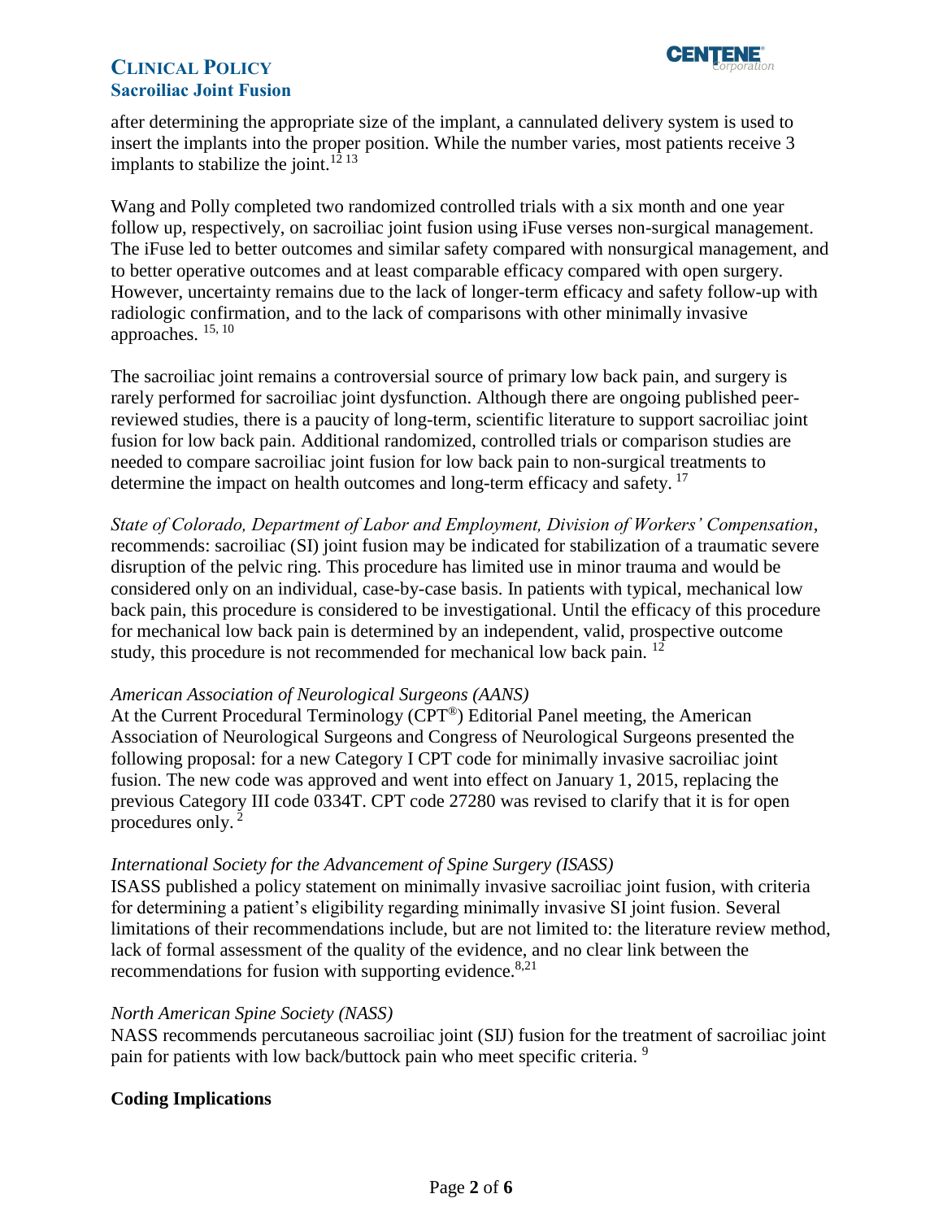after determining the appropriate size of the implant, a cannulated delivery system is used to insert the implants into the proper position. While the number varies, most patients receive 3 implants to stabilize the joint.[12 13]

Wang and Polly completed two randomized controlled trials with a six month and one year follow up, respectively, on sacroiliac joint fusion using iFuse verses non-surgical management. The iFuse led to better outcomes and similar safety compared with nonsurgical management, and to better operative outcomes and at least comparable efficacy compared with open surgery. However, uncertainty remains due to the lack of longer-term efficacy and safety follow-up with radiologic confirmation, and to the lack of comparisons with other minimally invasive approaches. [15, 10]

The sacroiliac joint remains a controversial source of primary low back pain, and surgery is rarely performed for sacroiliac joint dysfunction. Although there are ongoing published peer-reviewed studies, there is a paucity of long-term, scientific literature to support sacroiliac joint fusion for low back pain. Additional randomized, controlled trials or comparison studies are needed to compare sacroiliac joint fusion for low back pain to non-surgical treatments to determine the impact on health outcomes and long-term efficacy and safety. [17]

*State of Colorado, Department of Labor and Employment, Division of Workers' Compensation*, recommends: sacroiliac (SI) joint fusion may be indicated for stabilization of a traumatic severe disruption of the pelvic ring. This procedure has limited use in minor trauma and would be considered only on an individual, case-by-case basis. In patients with typical, mechanical low back pain, this procedure is considered to be investigational. Until the efficacy of this procedure for mechanical low back pain is determined by an independent, valid, prospective outcome study, this procedure is not recommended for mechanical low back pain. [12]

*American Association of Neurological Surgeons (AANS)*
At the Current Procedural Terminology (CPT®) Editorial Panel meeting, the American Association of Neurological Surgeons and Congress of Neurological Surgeons presented the following proposal: for a new Category I CPT code for minimally invasive sacroiliac joint fusion. The new code was approved and went into effect on January 1, 2015, replacing the previous Category III code 0334T. CPT code 27280 was revised to clarify that it is for open procedures only. [2]

*International Society for the Advancement of Spine Surgery (ISASS)*
ISASS published a policy statement on minimally invasive sacroiliac joint fusion, with criteria for determining a patient's eligibility regarding minimally invasive SI joint fusion. Several limitations of their recommendations include, but are not limited to: the literature review method, lack of formal assessment of the quality of the evidence, and no clear link between the recommendations for fusion with supporting evidence.[8,21]

*North American Spine Society (NASS)*
NASS recommends percutaneous sacroiliac joint (SIJ) fusion for the treatment of sacroiliac joint pain for patients with low back/buttock pain who meet specific criteria. [9]

**Coding Implications**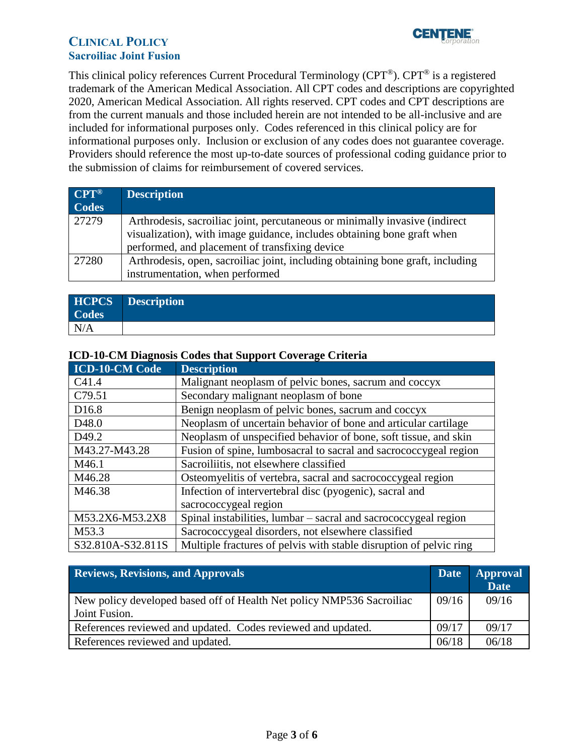This clinical policy references Current Procedural Terminology (CPT®). CPT® is a registered trademark of the American Medical Association. All CPT codes and descriptions are copyrighted 2020, American Medical Association. All rights reserved. CPT codes and CPT descriptions are from the current manuals and those included herein are not intended to be all-inclusive and are included for informational purposes only. Codes referenced in this clinical policy are for informational purposes only. Inclusion or exclusion of any codes does not guarantee coverage. Providers should reference the most up-to-date sources of professional coding guidance prior to the submission of claims for reimbursement of covered services.

| CPT® Codes | Description |
|---|---|
| 27279 | Arthrodesis, sacroiliac joint, percutaneous or minimally invasive (indirect visualization), with image guidance, includes obtaining bone graft when performed, and placement of transfixing device |
| 27280 | Arthrodesis, open, sacroiliac joint, including obtaining bone graft, including instrumentation, when performed |

| HCPCS Codes | Description |
|---|---|
| N/A | |

**ICD-10-CM Diagnosis Codes that Support Coverage Criteria**

| ICD-10-CM Code | Description |
|---|---|
| C41.4 | Malignant neoplasm of pelvic bones, sacrum and coccyx |
| C79.51 | Secondary malignant neoplasm of bone |
| D16.8 | Benign neoplasm of pelvic bones, sacrum and coccyx |
| D48.0 | Neoplasm of uncertain behavior of bone and articular cartilage |
| D49.2 | Neoplasm of unspecified behavior of bone, soft tissue, and skin |
| M43.27-M43.28 | Fusion of spine, lumbosacral to sacral and sacrococcygeal region |
| M46.1 | Sacroiliitis, not elsewhere classified |
| M46.28 | Osteomyelitis of vertebra, sacral and sacrococcygeal region |
| M46.38 | Infection of intervertebral disc (pyogenic), sacral and sacrococcygeal region |
| M53.2X6-M53.2X8 | Spinal instabilities, lumbar – sacral and sacrococcygeal region |
| M53.3 | Sacrococcygeal disorders, not elsewhere classified |
| S32.810A-S32.811S | Multiple fractures of pelvis with stable disruption of pelvic ring |

| Reviews, Revisions, and Approvals | Date | Approval Date |
|---|---|---|
| New policy developed based off of Health Net policy NMP536 Sacroiliac Joint Fusion. | 09/16 | 09/16 |
| References reviewed and updated. Codes reviewed and updated. | 09/17 | 09/17 |
| References reviewed and updated. | 06/18 | 06/18 |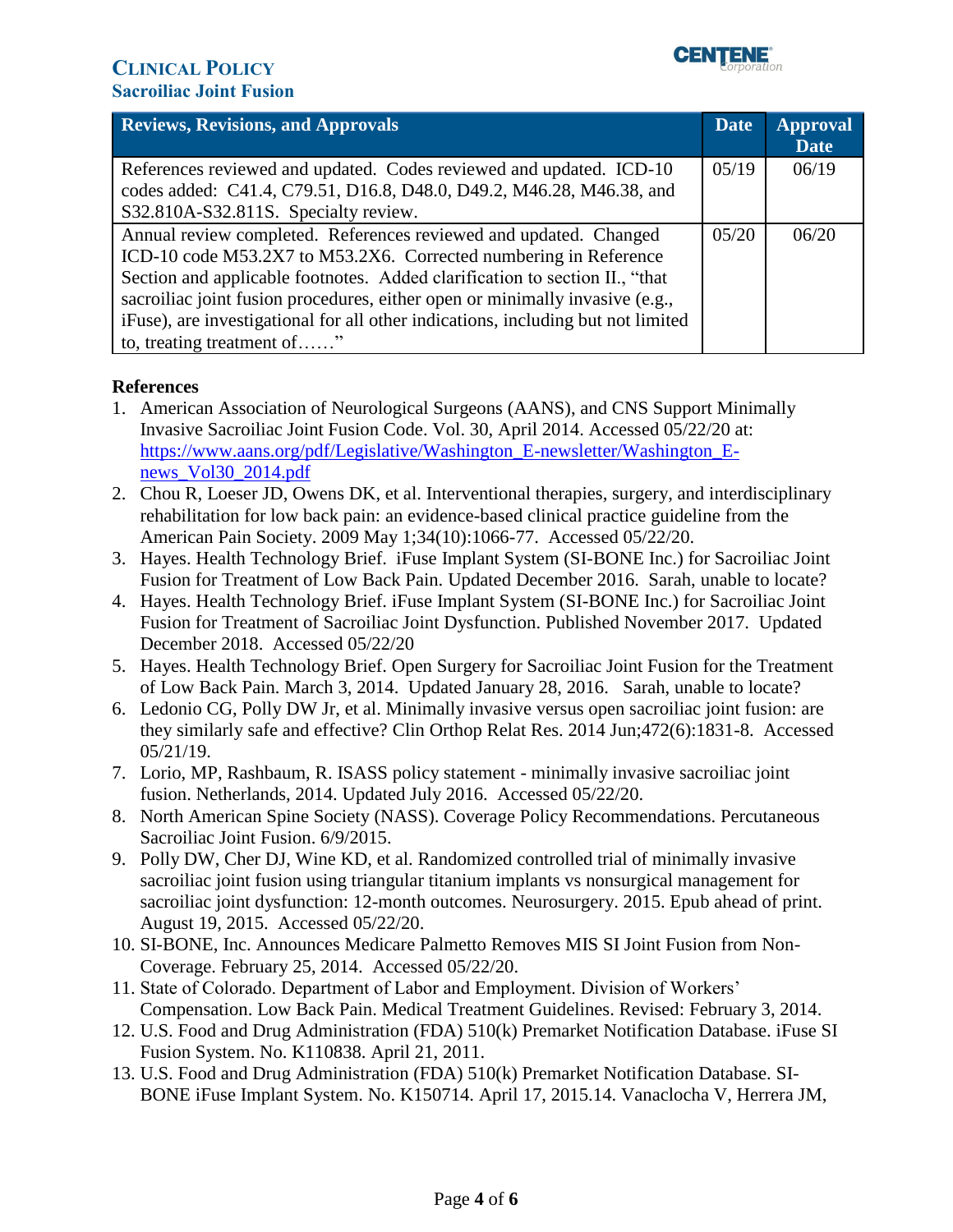| Reviews, Revisions, and Approvals | Date | Approval Date |
|---|---|---|
| References reviewed and updated. Codes reviewed and updated. ICD-10 codes added: C41.4, C79.51, D16.8, D48.0, D49.2, M46.28, M46.38, and S32.810A-S32.811S. Specialty review. | 05/19 | 06/19 |
| Annual review completed. References reviewed and updated. Changed ICD-10 code M53.2X7 to M53.2X6. Corrected numbering in Reference Section and applicable footnotes. Added clarification to section II., "that sacroiliac joint fusion procedures, either open or minimally invasive (e.g., iFuse), are investigational for all other indications, including but not limited to, treating treatment of……" | 05/20 | 06/20 |

## References

1. American Association of Neurological Surgeons (AANS), and CNS Support Minimally Invasive Sacroiliac Joint Fusion Code. Vol. 30, April 2014. Accessed 05/22/20 at: https://www.aans.org/pdf/Legislative/Washington_E-newsletter/Washington_E-news_Vol30_2014.pdf
2. Chou R, Loeser JD, Owens DK, et al. Interventional therapies, surgery, and interdisciplinary rehabilitation for low back pain: an evidence-based clinical practice guideline from the American Pain Society. 2009 May 1;34(10):1066-77. Accessed 05/22/20.
3. Hayes. Health Technology Brief. iFuse Implant System (SI-BONE Inc.) for Sacroiliac Joint Fusion for Treatment of Low Back Pain. Updated December 2016. Sarah, unable to locate?
4. Hayes. Health Technology Brief. iFuse Implant System (SI-BONE Inc.) for Sacroiliac Joint Fusion for Treatment of Sacroiliac Joint Dysfunction. Published November 2017. Updated December 2018. Accessed 05/22/20
5. Hayes. Health Technology Brief. Open Surgery for Sacroiliac Joint Fusion for the Treatment of Low Back Pain. March 3, 2014. Updated January 28, 2016. Sarah, unable to locate?
6. Ledonio CG, Polly DW Jr, et al. Minimally invasive versus open sacroiliac joint fusion: are they similarly safe and effective? Clin Orthop Relat Res. 2014 Jun;472(6):1831-8. Accessed 05/21/19.
7. Lorio, MP, Rashbaum, R. ISASS policy statement - minimally invasive sacroiliac joint fusion. Netherlands, 2014. Updated July 2016. Accessed 05/22/20.
8. North American Spine Society (NASS). Coverage Policy Recommendations. Percutaneous Sacroiliac Joint Fusion. 6/9/2015.
9. Polly DW, Cher DJ, Wine KD, et al. Randomized controlled trial of minimally invasive sacroiliac joint fusion using triangular titanium implants vs nonsurgical management for sacroiliac joint dysfunction: 12-month outcomes. Neurosurgery. 2015. Epub ahead of print. August 19, 2015. Accessed 05/22/20.
10. SI-BONE, Inc. Announces Medicare Palmetto Removes MIS SI Joint Fusion from Non-Coverage. February 25, 2014. Accessed 05/22/20.
11. State of Colorado. Department of Labor and Employment. Division of Workers' Compensation. Low Back Pain. Medical Treatment Guidelines. Revised: February 3, 2014.
12. U.S. Food and Drug Administration (FDA) 510(k) Premarket Notification Database. iFuse SI Fusion System. No. K110838. April 21, 2011.
13. U.S. Food and Drug Administration (FDA) 510(k) Premarket Notification Database. SI-BONE iFuse Implant System. No. K150714. April 17, 2015.14. Vanaclocha V, Herrera JM,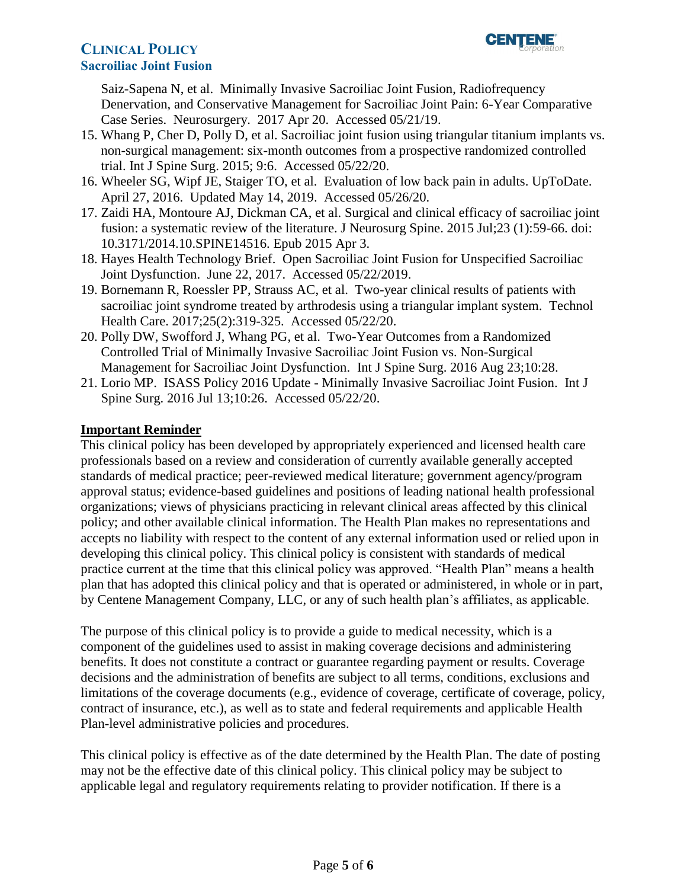Saiz-Sapena N, et al. Minimally Invasive Sacroiliac Joint Fusion, Radiofrequency Denervation, and Conservative Management for Sacroiliac Joint Pain: 6-Year Comparative Case Series. Neurosurgery. 2017 Apr 20. Accessed 05/21/19.

15. Whang P, Cher D, Polly D, et al. Sacroiliac joint fusion using triangular titanium implants vs. non-surgical management: six-month outcomes from a prospective randomized controlled trial. Int J Spine Surg. 2015; 9:6. Accessed 05/22/20.
16. Wheeler SG, Wipf JE, Staiger TO, et al. Evaluation of low back pain in adults. UpToDate. April 27, 2016. Updated May 14, 2019. Accessed 05/26/20.
17. Zaidi HA, Montoure AJ, Dickman CA, et al. Surgical and clinical efficacy of sacroiliac joint fusion: a systematic review of the literature. J Neurosurg Spine. 2015 Jul;23 (1):59-66. doi: 10.3171/2014.10.SPINE14516. Epub 2015 Apr 3.
18. Hayes Health Technology Brief. Open Sacroiliac Joint Fusion for Unspecified Sacroiliac Joint Dysfunction. June 22, 2017. Accessed 05/22/2019.
19. Bornemann R, Roessler PP, Strauss AC, et al. Two-year clinical results of patients with sacroiliac joint syndrome treated by arthrodesis using a triangular implant system. Technol Health Care. 2017;25(2):319-325. Accessed 05/22/20.
20. Polly DW, Swofford J, Whang PG, et al. Two-Year Outcomes from a Randomized Controlled Trial of Minimally Invasive Sacroiliac Joint Fusion vs. Non-Surgical Management for Sacroiliac Joint Dysfunction. Int J Spine Surg. 2016 Aug 23;10:28.
21. Lorio MP. ISASS Policy 2016 Update - Minimally Invasive Sacroiliac Joint Fusion. Int J Spine Surg. 2016 Jul 13;10:26. Accessed 05/22/20.

## Important Reminder

This clinical policy has been developed by appropriately experienced and licensed health care professionals based on a review and consideration of currently available generally accepted standards of medical practice; peer-reviewed medical literature; government agency/program approval status; evidence-based guidelines and positions of leading national health professional organizations; views of physicians practicing in relevant clinical areas affected by this clinical policy; and other available clinical information. The Health Plan makes no representations and accepts no liability with respect to the content of any external information used or relied upon in developing this clinical policy. This clinical policy is consistent with standards of medical practice current at the time that this clinical policy was approved. "Health Plan" means a health plan that has adopted this clinical policy and that is operated or administered, in whole or in part, by Centene Management Company, LLC, or any of such health plan's affiliates, as applicable.

The purpose of this clinical policy is to provide a guide to medical necessity, which is a component of the guidelines used to assist in making coverage decisions and administering benefits. It does not constitute a contract or guarantee regarding payment or results. Coverage decisions and the administration of benefits are subject to all terms, conditions, exclusions and limitations of the coverage documents (e.g., evidence of coverage, certificate of coverage, policy, contract of insurance, etc.), as well as to state and federal requirements and applicable Health Plan-level administrative policies and procedures.

This clinical policy is effective as of the date determined by the Health Plan. The date of posting may not be the effective date of this clinical policy. This clinical policy may be subject to applicable legal and regulatory requirements relating to provider notification. If there is a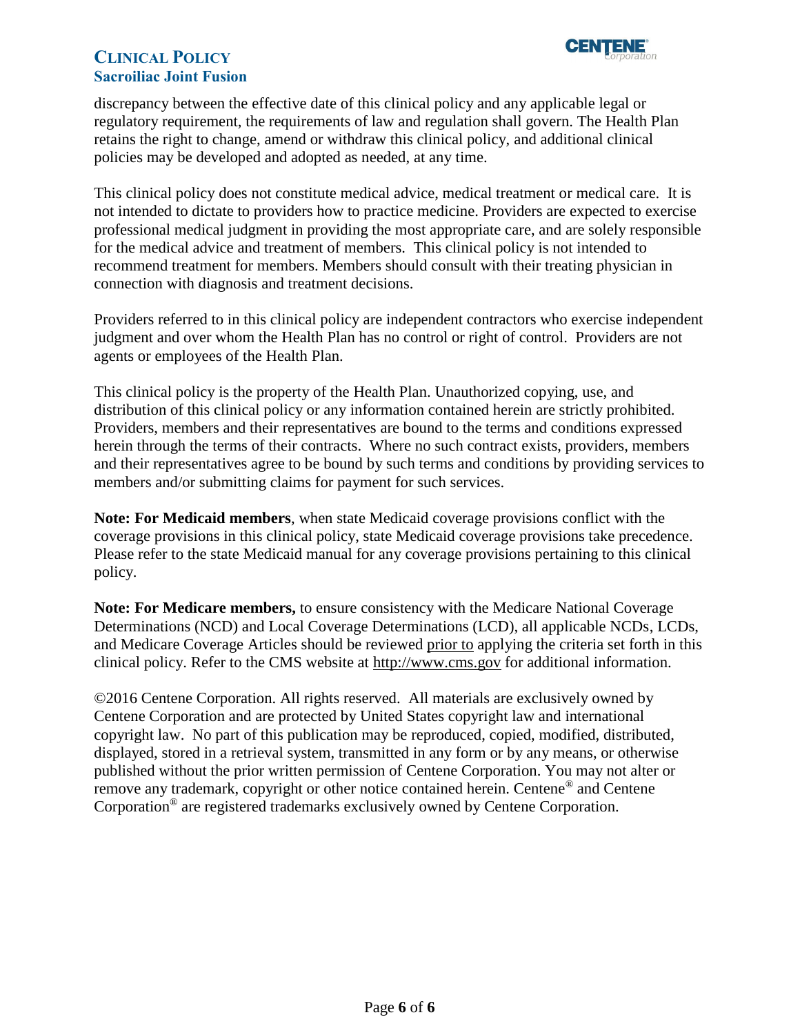discrepancy between the effective date of this clinical policy and any applicable legal or regulatory requirement, the requirements of law and regulation shall govern. The Health Plan retains the right to change, amend or withdraw this clinical policy, and additional clinical policies may be developed and adopted as needed, at any time.

This clinical policy does not constitute medical advice, medical treatment or medical care. It is not intended to dictate to providers how to practice medicine. Providers are expected to exercise professional medical judgment in providing the most appropriate care, and are solely responsible for the medical advice and treatment of members. This clinical policy is not intended to recommend treatment for members. Members should consult with their treating physician in connection with diagnosis and treatment decisions.

Providers referred to in this clinical policy are independent contractors who exercise independent judgment and over whom the Health Plan has no control or right of control. Providers are not agents or employees of the Health Plan.

This clinical policy is the property of the Health Plan. Unauthorized copying, use, and distribution of this clinical policy or any information contained herein are strictly prohibited. Providers, members and their representatives are bound to the terms and conditions expressed herein through the terms of their contracts. Where no such contract exists, providers, members and their representatives agree to be bound by such terms and conditions by providing services to members and/or submitting claims for payment for such services.

**Note: For Medicaid members**, when state Medicaid coverage provisions conflict with the coverage provisions in this clinical policy, state Medicaid coverage provisions take precedence. Please refer to the state Medicaid manual for any coverage provisions pertaining to this clinical policy.

**Note: For Medicare members,** to ensure consistency with the Medicare National Coverage Determinations (NCD) and Local Coverage Determinations (LCD), all applicable NCDs, LCDs, and Medicare Coverage Articles should be reviewed prior to applying the criteria set forth in this clinical policy. Refer to the CMS website at http://www.cms.gov for additional information.

©2016 Centene Corporation. All rights reserved. All materials are exclusively owned by Centene Corporation and are protected by United States copyright law and international copyright law. No part of this publication may be reproduced, copied, modified, distributed, displayed, stored in a retrieval system, transmitted in any form or by any means, or otherwise published without the prior written permission of Centene Corporation. You may not alter or remove any trademark, copyright or other notice contained herein. Centene® and Centene Corporation® are registered trademarks exclusively owned by Centene Corporation.